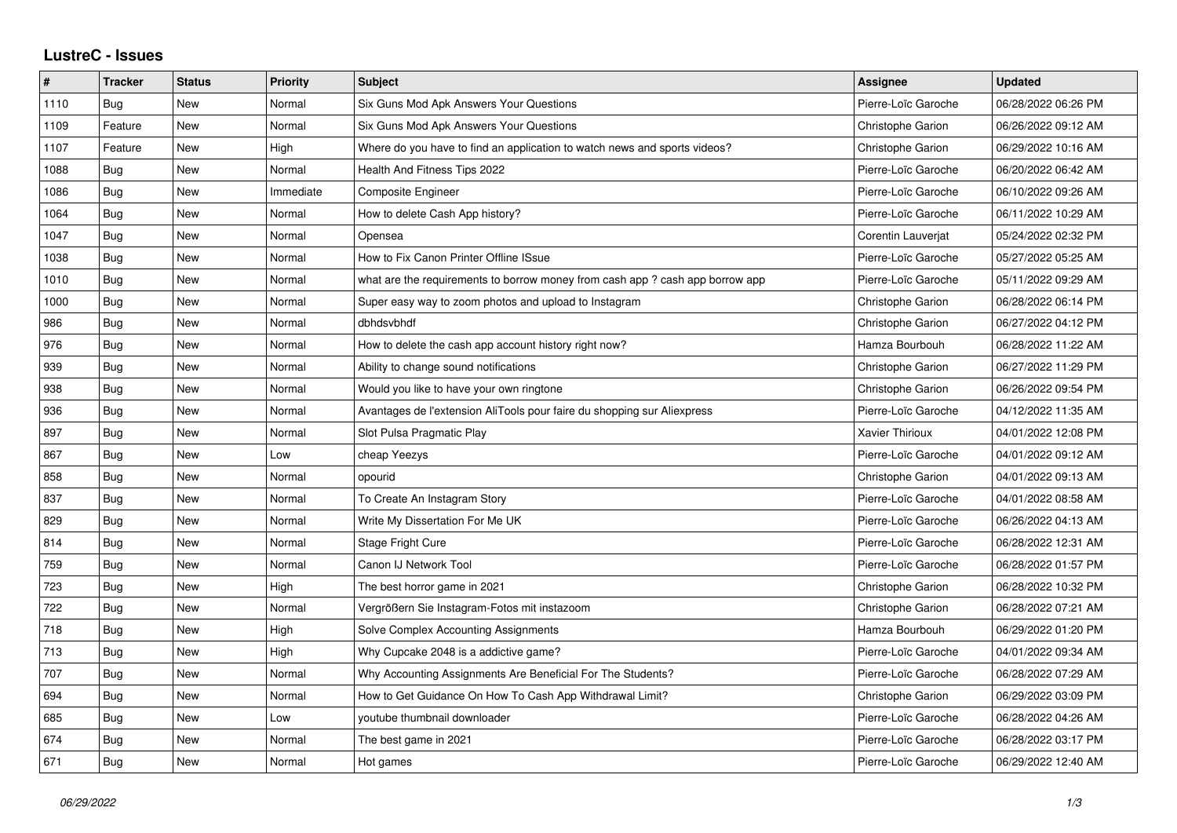# LustreC - Issues

| # | Tracker | Status | Priority | Subject | Assignee | Updated |
|---|---|---|---|---|---|---|
| 1110 | Bug | New | Normal | Six Guns Mod Apk Answers Your Questions | Pierre-Loïc Garoche | 06/28/2022 06:26 PM |
| 1109 | Feature | New | Normal | Six Guns Mod Apk Answers Your Questions | Christophe Garion | 06/26/2022 09:12 AM |
| 1107 | Feature | New | High | Where do you have to find an application to watch news and sports videos? | Christophe Garion | 06/29/2022 10:16 AM |
| 1088 | Bug | New | Normal | Health And Fitness Tips 2022 | Pierre-Loïc Garoche | 06/20/2022 06:42 AM |
| 1086 | Bug | New | Immediate | Composite Engineer | Pierre-Loïc Garoche | 06/10/2022 09:26 AM |
| 1064 | Bug | New | Normal | How to delete Cash App history? | Pierre-Loïc Garoche | 06/11/2022 10:29 AM |
| 1047 | Bug | New | Normal | Opensea | Corentin Lauverjat | 05/24/2022 02:32 PM |
| 1038 | Bug | New | Normal | How to Fix Canon Printer Offline ISsue | Pierre-Loïc Garoche | 05/27/2022 05:25 AM |
| 1010 | Bug | New | Normal | what are the requirements to borrow money from cash app ? cash app borrow app | Pierre-Loïc Garoche | 05/11/2022 09:29 AM |
| 1000 | Bug | New | Normal | Super easy way to zoom photos and upload to Instagram | Christophe Garion | 06/28/2022 06:14 PM |
| 986 | Bug | New | Normal | dbhdsvbhdf | Christophe Garion | 06/27/2022 04:12 PM |
| 976 | Bug | New | Normal | How to delete the cash app account history right now? | Hamza Bourbouh | 06/28/2022 11:22 AM |
| 939 | Bug | New | Normal | Ability to change sound notifications | Christophe Garion | 06/27/2022 11:29 PM |
| 938 | Bug | New | Normal | Would you like to have your own ringtone | Christophe Garion | 06/26/2022 09:54 PM |
| 936 | Bug | New | Normal | Avantages de l'extension AliTools pour faire du shopping sur Aliexpress | Pierre-Loïc Garoche | 04/12/2022 11:35 AM |
| 897 | Bug | New | Normal | Slot Pulsa Pragmatic Play | Xavier Thirioux | 04/01/2022 12:08 PM |
| 867 | Bug | New | Low | cheap Yeezys | Pierre-Loïc Garoche | 04/01/2022 09:12 AM |
| 858 | Bug | New | Normal | opourid | Christophe Garion | 04/01/2022 09:13 AM |
| 837 | Bug | New | Normal | To Create An Instagram Story | Pierre-Loïc Garoche | 04/01/2022 08:58 AM |
| 829 | Bug | New | Normal | Write My Dissertation For Me UK | Pierre-Loïc Garoche | 06/26/2022 04:13 AM |
| 814 | Bug | New | Normal | Stage Fright Cure | Pierre-Loïc Garoche | 06/28/2022 12:31 AM |
| 759 | Bug | New | Normal | Canon IJ Network Tool | Pierre-Loïc Garoche | 06/28/2022 01:57 PM |
| 723 | Bug | New | High | The best horror game in 2021 | Christophe Garion | 06/28/2022 10:32 PM |
| 722 | Bug | New | Normal | Vergrößern Sie Instagram-Fotos mit instazoom | Christophe Garion | 06/28/2022 07:21 AM |
| 718 | Bug | New | High | Solve Complex Accounting Assignments | Hamza Bourbouh | 06/29/2022 01:20 PM |
| 713 | Bug | New | High | Why Cupcake 2048 is a addictive game? | Pierre-Loïc Garoche | 04/01/2022 09:34 AM |
| 707 | Bug | New | Normal | Why Accounting Assignments Are Beneficial For The Students? | Pierre-Loïc Garoche | 06/28/2022 07:29 AM |
| 694 | Bug | New | Normal | How to Get Guidance On How To Cash App Withdrawal Limit? | Christophe Garion | 06/29/2022 03:09 PM |
| 685 | Bug | New | Low | youtube thumbnail downloader | Pierre-Loïc Garoche | 06/28/2022 04:26 AM |
| 674 | Bug | New | Normal | The best game in 2021 | Pierre-Loïc Garoche | 06/28/2022 03:17 PM |
| 671 | Bug | New | Normal | Hot games | Pierre-Loïc Garoche | 06/29/2022 12:40 AM |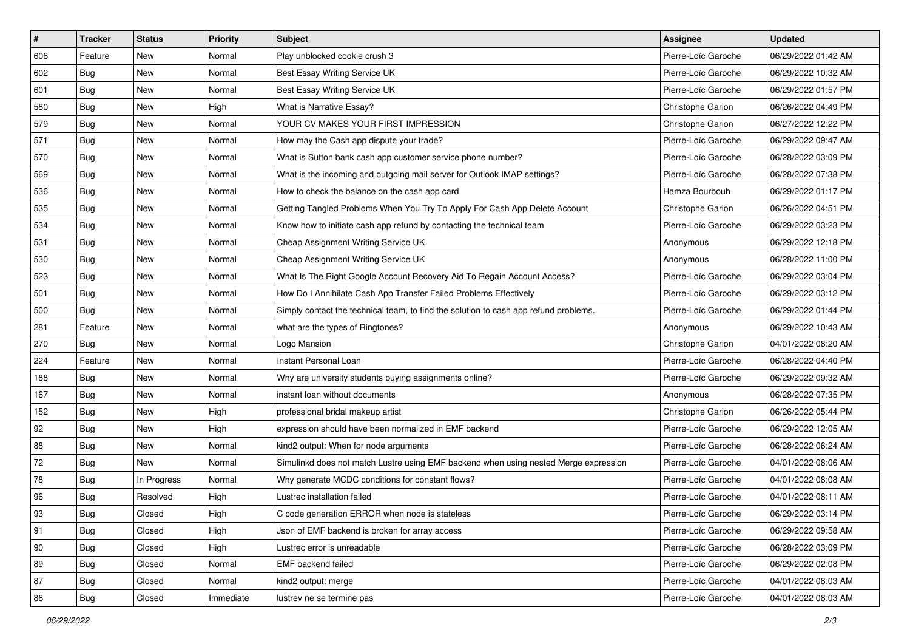| # | Tracker | Status | Priority | Subject | Assignee | Updated |
|---|---|---|---|---|---|---|
| 606 | Feature | New | Normal | Play unblocked cookie crush 3 | Pierre-Loïc Garoche | 06/29/2022 01:42 AM |
| 602 | Bug | New | Normal | Best Essay Writing Service UK | Pierre-Loïc Garoche | 06/29/2022 10:32 AM |
| 601 | Bug | New | Normal | Best Essay Writing Service UK | Pierre-Loïc Garoche | 06/29/2022 01:57 PM |
| 580 | Bug | New | High | What is Narrative Essay? | Christophe Garion | 06/26/2022 04:49 PM |
| 579 | Bug | New | Normal | YOUR CV MAKES YOUR FIRST IMPRESSION | Christophe Garion | 06/27/2022 12:22 PM |
| 571 | Bug | New | Normal | How may the Cash app dispute your trade? | Pierre-Loïc Garoche | 06/29/2022 09:47 AM |
| 570 | Bug | New | Normal | What is Sutton bank cash app customer service phone number? | Pierre-Loïc Garoche | 06/28/2022 03:09 PM |
| 569 | Bug | New | Normal | What is the incoming and outgoing mail server for Outlook IMAP settings? | Pierre-Loïc Garoche | 06/28/2022 07:38 PM |
| 536 | Bug | New | Normal | How to check the balance on the cash app card | Hamza Bourbouh | 06/29/2022 01:17 PM |
| 535 | Bug | New | Normal | Getting Tangled Problems When You Try To Apply For Cash App Delete Account | Christophe Garion | 06/26/2022 04:51 PM |
| 534 | Bug | New | Normal | Know how to initiate cash app refund by contacting the technical team | Pierre-Loïc Garoche | 06/29/2022 03:23 PM |
| 531 | Bug | New | Normal | Cheap Assignment Writing Service UK | Anonymous | 06/29/2022 12:18 PM |
| 530 | Bug | New | Normal | Cheap Assignment Writing Service UK | Anonymous | 06/28/2022 11:00 PM |
| 523 | Bug | New | Normal | What Is The Right Google Account Recovery Aid To Regain Account Access? | Pierre-Loïc Garoche | 06/29/2022 03:04 PM |
| 501 | Bug | New | Normal | How Do I Annihilate Cash App Transfer Failed Problems Effectively | Pierre-Loïc Garoche | 06/29/2022 03:12 PM |
| 500 | Bug | New | Normal | Simply contact the technical team, to find the solution to cash app refund problems. | Pierre-Loïc Garoche | 06/29/2022 01:44 PM |
| 281 | Feature | New | Normal | what are the types of Ringtones? | Anonymous | 06/29/2022 10:43 AM |
| 270 | Bug | New | Normal | Logo Mansion | Christophe Garion | 04/01/2022 08:20 AM |
| 224 | Feature | New | Normal | Instant Personal Loan | Pierre-Loïc Garoche | 06/28/2022 04:40 PM |
| 188 | Bug | New | Normal | Why are university students buying assignments online? | Pierre-Loïc Garoche | 06/29/2022 09:32 AM |
| 167 | Bug | New | Normal | instant loan without documents | Anonymous | 06/28/2022 07:35 PM |
| 152 | Bug | New | High | professional bridal makeup artist | Christophe Garion | 06/26/2022 05:44 PM |
| 92 | Bug | New | High | expression should have been normalized in EMF backend | Pierre-Loïc Garoche | 06/29/2022 12:05 AM |
| 88 | Bug | New | Normal | kind2 output: When for node arguments | Pierre-Loïc Garoche | 06/28/2022 06:24 AM |
| 72 | Bug | New | Normal | Simulinkd does not match Lustre using EMF backend when using nested Merge expression | Pierre-Loïc Garoche | 04/01/2022 08:06 AM |
| 78 | Bug | In Progress | Normal | Why generate MCDC conditions for constant flows? | Pierre-Loïc Garoche | 04/01/2022 08:08 AM |
| 96 | Bug | Resolved | High | Lustrec installation failed | Pierre-Loïc Garoche | 04/01/2022 08:11 AM |
| 93 | Bug | Closed | High | C code generation ERROR when node is stateless | Pierre-Loïc Garoche | 06/29/2022 03:14 PM |
| 91 | Bug | Closed | High | Json of EMF backend is broken for array access | Pierre-Loïc Garoche | 06/29/2022 09:58 AM |
| 90 | Bug | Closed | High | Lustrec error is unreadable | Pierre-Loïc Garoche | 06/28/2022 03:09 PM |
| 89 | Bug | Closed | Normal | EMF backend failed | Pierre-Loïc Garoche | 06/29/2022 02:08 PM |
| 87 | Bug | Closed | Normal | kind2 output: merge | Pierre-Loïc Garoche | 04/01/2022 08:03 AM |
| 86 | Bug | Closed | Immediate | lustrev ne se termine pas | Pierre-Loïc Garoche | 04/01/2022 08:03 AM |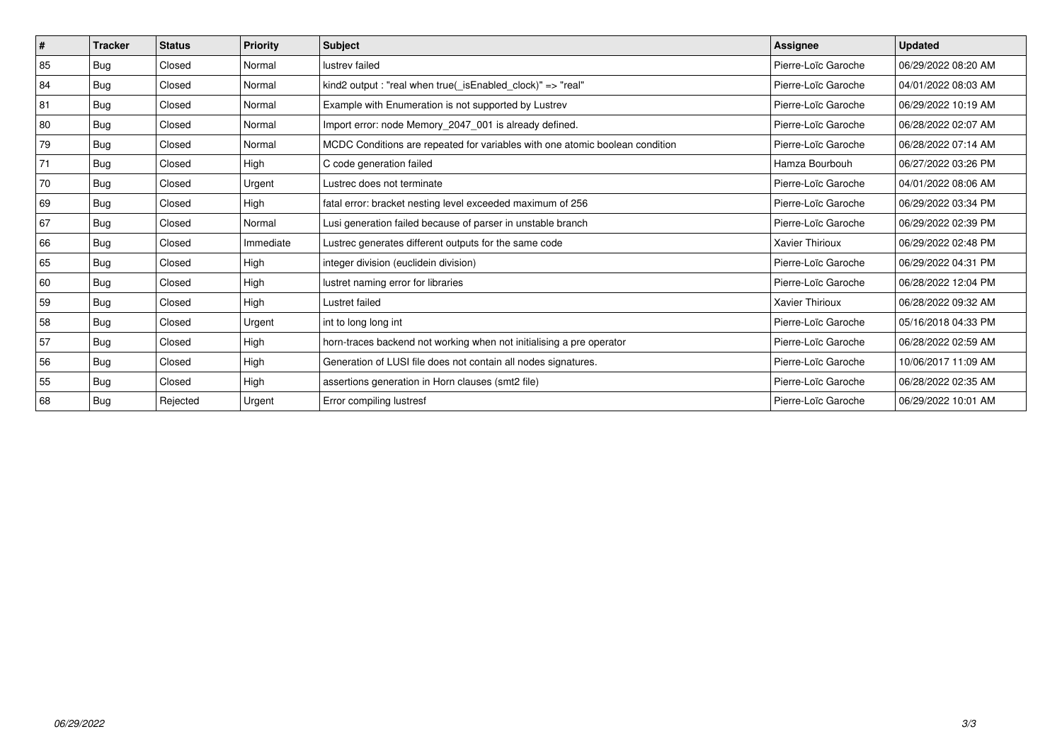| # | Tracker | Status | Priority | Subject | Assignee | Updated |
|---|---|---|---|---|---|---|
| 85 | Bug | Closed | Normal | lustrev failed | Pierre-Loïc Garoche | 06/29/2022 08:20 AM |
| 84 | Bug | Closed | Normal | kind2 output : "real when true(_isEnabled_clock)" => "real" | Pierre-Loïc Garoche | 04/01/2022 08:03 AM |
| 81 | Bug | Closed | Normal | Example with Enumeration is not supported by Lustrev | Pierre-Loïc Garoche | 06/29/2022 10:19 AM |
| 80 | Bug | Closed | Normal | Import error: node Memory_2047_001 is already defined. | Pierre-Loïc Garoche | 06/28/2022 02:07 AM |
| 79 | Bug | Closed | Normal | MCDC Conditions are repeated for variables with one atomic boolean condition | Pierre-Loïc Garoche | 06/28/2022 07:14 AM |
| 71 | Bug | Closed | High | C code generation failed | Hamza Bourbouh | 06/27/2022 03:26 PM |
| 70 | Bug | Closed | Urgent | Lustrec does not terminate | Pierre-Loïc Garoche | 04/01/2022 08:06 AM |
| 69 | Bug | Closed | High | fatal error: bracket nesting level exceeded maximum of 256 | Pierre-Loïc Garoche | 06/29/2022 03:34 PM |
| 67 | Bug | Closed | Normal | Lusi generation failed because of parser in unstable branch | Pierre-Loïc Garoche | 06/29/2022 02:39 PM |
| 66 | Bug | Closed | Immediate | Lustrec generates different outputs for the same code | Xavier Thirioux | 06/29/2022 02:48 PM |
| 65 | Bug | Closed | High | integer division (euclidein division) | Pierre-Loïc Garoche | 06/29/2022 04:31 PM |
| 60 | Bug | Closed | High | lustret naming error for libraries | Pierre-Loïc Garoche | 06/28/2022 12:04 PM |
| 59 | Bug | Closed | High | Lustret failed | Xavier Thirioux | 06/28/2022 09:32 AM |
| 58 | Bug | Closed | Urgent | int to long long int | Pierre-Loïc Garoche | 05/16/2018 04:33 PM |
| 57 | Bug | Closed | High | horn-traces backend not working when not initialising a pre operator | Pierre-Loïc Garoche | 06/28/2022 02:59 AM |
| 56 | Bug | Closed | High | Generation of LUSI file does not contain all nodes signatures. | Pierre-Loïc Garoche | 10/06/2017 11:09 AM |
| 55 | Bug | Closed | High | assertions generation in Horn clauses (smt2 file) | Pierre-Loïc Garoche | 06/28/2022 02:35 AM |
| 68 | Bug | Rejected | Urgent | Error compiling lustresf | Pierre-Loïc Garoche | 06/29/2022 10:01 AM |